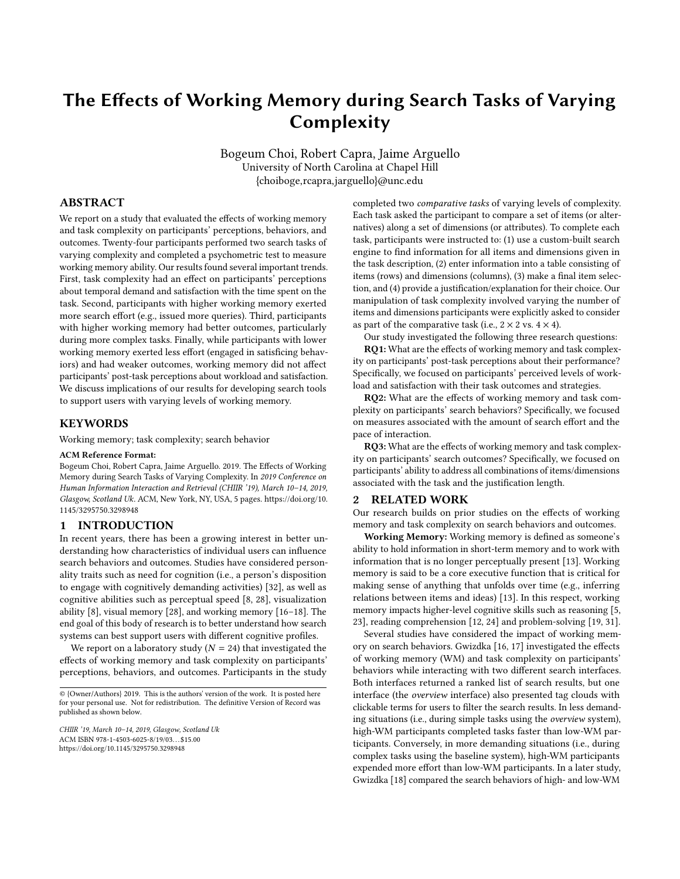# The Effects of Working Memory during Search Tasks of Varying Complexity

Bogeum Choi, Robert Capra, Jaime Arguello
University of North Carolina at Chapel Hill
{choiboge,rcapra,jarguello}@unc.edu

## ABSTRACT

We report on a study that evaluated the effects of working memory and task complexity on participants' perceptions, behaviors, and outcomes. Twenty-four participants performed two search tasks of varying complexity and completed a psychometric test to measure working memory ability. Our results found several important trends. First, task complexity had an effect on participants' perceptions about temporal demand and satisfaction with the time spent on the task. Second, participants with higher working memory exerted more search effort (e.g., issued more queries). Third, participants with higher working memory had better outcomes, particularly during more complex tasks. Finally, while participants with lower working memory exerted less effort (engaged in satisficing behaviors) and had weaker outcomes, working memory did not affect participants' post-task perceptions about workload and satisfaction. We discuss implications of our results for developing search tools to support users with varying levels of working memory.

## KEYWORDS

Working memory; task complexity; search behavior

**ACM Reference Format:**
Bogeum Choi, Robert Capra, Jaime Arguello. 2019. The Effects of Working Memory during Search Tasks of Varying Complexity. In *2019 Conference on Human Information Interaction and Retrieval (CHIIR '19), March 10–14, 2019, Glasgow, Scotland Uk.* ACM, New York, NY, USA, 5 pages. https://doi.org/10.1145/3295750.3298948

## 1 INTRODUCTION

In recent years, there has been a growing interest in better understanding how characteristics of individual users can influence search behaviors and outcomes. Studies have considered personality traits such as need for cognition (i.e., a person's disposition to engage with cognitively demanding activities) [32], as well as cognitive abilities such as perceptual speed [8, 28], visualization ability [8], visual memory [28], and working memory [16–18]. The end goal of this body of research is to better understand how search systems can best support users with different cognitive profiles.

We report on a laboratory study ($N = 24$) that investigated the effects of working memory and task complexity on participants' perceptions, behaviors, and outcomes. Participants in the study completed two *comparative tasks* of varying levels of complexity. Each task asked the participant to compare a set of items (or alternatives) along a set of dimensions (or attributes). To complete each task, participants were instructed to: (1) use a custom-built search engine to find information for all items and dimensions given in the task description, (2) enter information into a table consisting of items (rows) and dimensions (columns), (3) make a final item selection, and (4) provide a justification/explanation for their choice. Our manipulation of task complexity involved varying the number of items and dimensions participants were explicitly asked to consider as part of the comparative task (i.e., $2 \times 2$ vs. $4 \times 4$).

Our study investigated the following three research questions:

**RQ1:** What are the effects of working memory and task complexity on participants' post-task perceptions about their performance? Specifically, we focused on participants' perceived levels of workload and satisfaction with their task outcomes and strategies.

**RQ2:** What are the effects of working memory and task complexity on participants' search behaviors? Specifically, we focused on measures associated with the amount of search effort and the pace of interaction.

**RQ3:** What are the effects of working memory and task complexity on participants' search outcomes? Specifically, we focused on participants' ability to address all combinations of items/dimensions associated with the task and the justification length.

## 2 RELATED WORK

Our research builds on prior studies on the effects of working memory and task complexity on search behaviors and outcomes.

**Working Memory:** Working memory is defined as someone's ability to hold information in short-term memory and to work with information that is no longer perceptually present [13]. Working memory is said to be a core executive function that is critical for making sense of anything that unfolds over time (e.g., inferring relations between items and ideas) [13]. In this respect, working memory impacts higher-level cognitive skills such as reasoning [5, 23], reading comprehension [12, 24] and problem-solving [19, 31].

Several studies have considered the impact of working memory on search behaviors. Gwizdka [16, 17] investigated the effects of working memory (WM) and task complexity on participants' behaviors while interacting with two different search interfaces. Both interfaces returned a ranked list of search results, but one interface (the *overview* interface) also presented tag clouds with clickable terms for users to filter the search results. In less demanding situations (i.e., during simple tasks using the *overview* system), high-WM participants completed tasks faster than low-WM participants. Conversely, in more demanding situations (i.e., during complex tasks using the baseline system), high-WM participants expended more effort than low-WM participants. In a later study, Gwizdka [18] compared the search behaviors of high- and low-WM

© {Owner/Authors} 2019. This is the authors' version of the work. It is posted here for your personal use. Not for redistribution. The definitive Version of Record was published as shown below.

*CHIIR '19, March 10–14, 2019, Glasgow, Scotland Uk*
ACM ISBN 978-1-4503-6025-8/19/03...$15.00
https://doi.org/10.1145/3295750.3298948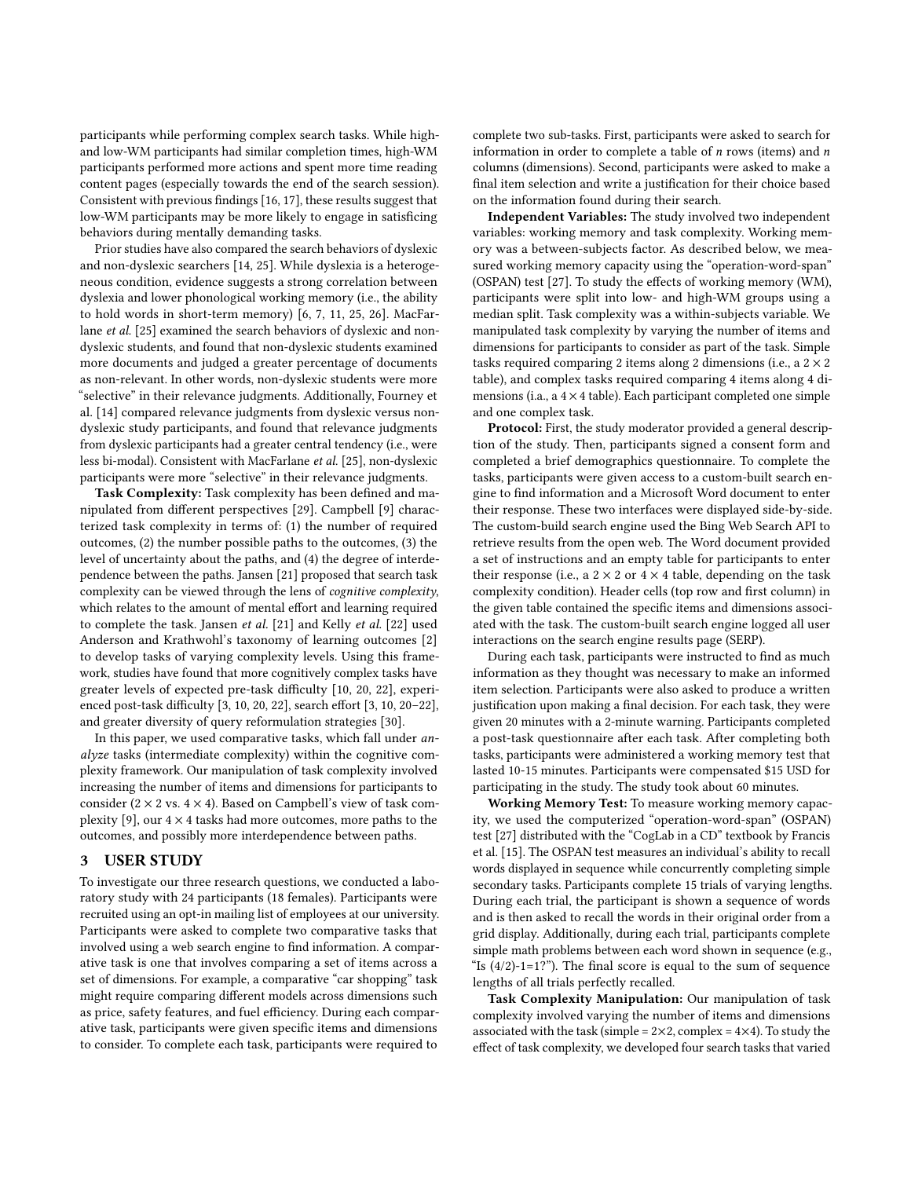participants while performing complex search tasks. While high- and low-WM participants had similar completion times, high-WM participants performed more actions and spent more time reading content pages (especially towards the end of the search session). Consistent with previous findings [16, 17], these results suggest that low-WM participants may be more likely to engage in satisficing behaviors during mentally demanding tasks.

Prior studies have also compared the search behaviors of dyslexic and non-dyslexic searchers [14, 25]. While dyslexia is a heterogeneous condition, evidence suggests a strong correlation between dyslexia and lower phonological working memory (i.e., the ability to hold words in short-term memory) [6, 7, 11, 25, 26]. MacFarlane *et al.* [25] examined the search behaviors of dyslexic and non-dyslexic students, and found that non-dyslexic students examined more documents and judged a greater percentage of documents as non-relevant. In other words, non-dyslexic students were more "selective" in their relevance judgments. Additionally, Fourney et al. [14] compared relevance judgments from dyslexic versus non-dyslexic study participants, and found that relevance judgments from dyslexic participants had a greater central tendency (i.e., were less bi-modal). Consistent with MacFarlane *et al.* [25], non-dyslexic participants were more "selective" in their relevance judgments.

**Task Complexity:** Task complexity has been defined and manipulated from different perspectives [29]. Campbell [9] characterized task complexity in terms of: (1) the number of required outcomes, (2) the number possible paths to the outcomes, (3) the level of uncertainty about the paths, and (4) the degree of interdependence between the paths. Jansen [21] proposed that search task complexity can be viewed through the lens of *cognitive complexity*, which relates to the amount of mental effort and learning required to complete the task. Jansen *et al.* [21] and Kelly *et al.* [22] used Anderson and Krathwohl's taxonomy of learning outcomes [2] to develop tasks of varying complexity levels. Using this framework, studies have found that more cognitively complex tasks have greater levels of expected pre-task difficulty [10, 20, 22], experienced post-task difficulty [3, 10, 20, 22], search effort [3, 10, 20–22], and greater diversity of query reformulation strategies [30].

In this paper, we used comparative tasks, which fall under *analyze* tasks (intermediate complexity) within the cognitive complexity framework. Our manipulation of task complexity involved increasing the number of items and dimensions for participants to consider ($2 \times 2$ vs. $4 \times 4$). Based on Campbell's view of task complexity [9], our $4 \times 4$ tasks had more outcomes, more paths to the outcomes, and possibly more interdependence between paths.

## 3 USER STUDY

To investigate our three research questions, we conducted a laboratory study with 24 participants (18 females). Participants were recruited using an opt-in mailing list of employees at our university. Participants were asked to complete two comparative tasks that involved using a web search engine to find information. A comparative task is one that involves comparing a set of items across a set of dimensions. For example, a comparative "car shopping" task might require comparing different models across dimensions such as price, safety features, and fuel efficiency. During each comparative task, participants were given specific items and dimensions to consider. To complete each task, participants were required to complete two sub-tasks. First, participants were asked to search for information in order to complete a table of $n$ rows (items) and $n$ columns (dimensions). Second, participants were asked to make a final item selection and write a justification for their choice based on the information found during their search.

**Independent Variables:** The study involved two independent variables: working memory and task complexity. Working memory was a between-subjects factor. As described below, we measured working memory capacity using the "operation-word-span" (OSPAN) test [27]. To study the effects of working memory (WM), participants were split into low- and high-WM groups using a median split. Task complexity was a within-subjects variable. We manipulated task complexity by varying the number of items and dimensions for participants to consider as part of the task. Simple tasks required comparing 2 items along 2 dimensions (i.e., a $2 \times 2$ table), and complex tasks required comparing 4 items along 4 dimensions (i.a., a $4 \times 4$ table). Each participant completed one simple and one complex task.

**Protocol:** First, the study moderator provided a general description of the study. Then, participants signed a consent form and completed a brief demographics questionnaire. To complete the tasks, participants were given access to a custom-built search engine to find information and a Microsoft Word document to enter their response. These two interfaces were displayed side-by-side. The custom-build search engine used the Bing Web Search API to retrieve results from the open web. The Word document provided a set of instructions and an empty table for participants to enter their response (i.e., a $2 \times 2$ or $4 \times 4$ table, depending on the task complexity condition). Header cells (top row and first column) in the given table contained the specific items and dimensions associated with the task. The custom-built search engine logged all user interactions on the search engine results page (SERP).

During each task, participants were instructed to find as much information as they thought was necessary to make an informed item selection. Participants were also asked to produce a written justification upon making a final decision. For each task, they were given 20 minutes with a 2-minute warning. Participants completed a post-task questionnaire after each task. After completing both tasks, participants were administered a working memory test that lasted 10-15 minutes. Participants were compensated $15 USD for participating in the study. The study took about 60 minutes.

**Working Memory Test:** To measure working memory capacity, we used the computerized "operation-word-span" (OSPAN) test [27] distributed with the "CogLab in a CD" textbook by Francis et al. [15]. The OSPAN test measures an individual's ability to recall words displayed in sequence while concurrently completing simple secondary tasks. Participants complete 15 trials of varying lengths. During each trial, the participant is shown a sequence of words and is then asked to recall the words in their original order from a grid display. Additionally, during each trial, participants complete simple math problems between each word shown in sequence (e.g., "Is (4/2)-1=1?"). The final score is equal to the sum of sequence lengths of all trials perfectly recalled.

**Task Complexity Manipulation:** Our manipulation of task complexity involved varying the number of items and dimensions associated with the task (simple = 2×2, complex = 4×4). To study the effect of task complexity, we developed four search tasks that varied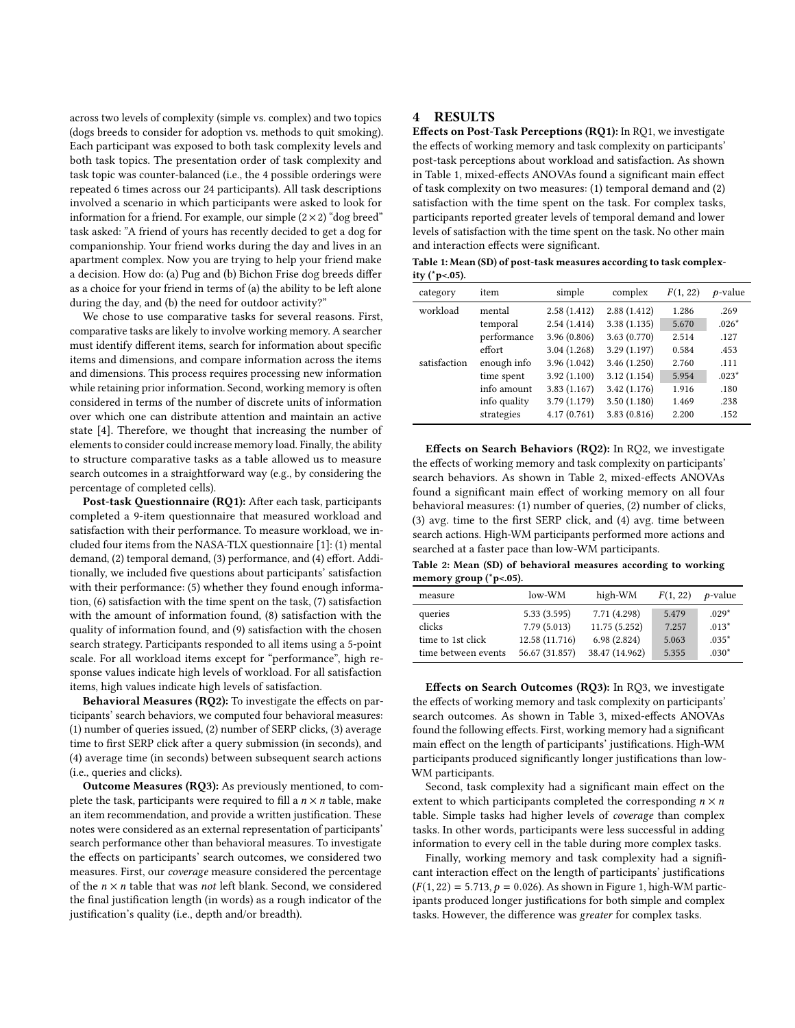across two levels of complexity (simple vs. complex) and two topics (dogs breeds to consider for adoption vs. methods to quit smoking). Each participant was exposed to both task complexity levels and both task topics. The presentation order of task complexity and task topic was counter-balanced (i.e., the 4 possible orderings were repeated 6 times across our 24 participants). All task descriptions involved a scenario in which participants were asked to look for information for a friend. For example, our simple $(2 \times 2)$ "dog breed" task asked: "A friend of yours has recently decided to get a dog for companionship. Your friend works during the day and lives in an apartment complex. Now you are trying to help your friend make a decision. How do: (a) Pug and (b) Bichon Frise dog breeds differ as a choice for your friend in terms of (a) the ability to be left alone during the day, and (b) the need for outdoor activity?"

We chose to use comparative tasks for several reasons. First, comparative tasks are likely to involve working memory. A searcher must identify different items, search for information about specific items and dimensions, and compare information across the items and dimensions. This process requires processing new information while retaining prior information. Second, working memory is often considered in terms of the number of discrete units of information over which one can distribute attention and maintain an active state [4]. Therefore, we thought that increasing the number of elements to consider could increase memory load. Finally, the ability to structure comparative tasks as a table allowed us to measure search outcomes in a straightforward way (e.g., by considering the percentage of completed cells).

**Post-task Questionnaire (RQ1):** After each task, participants completed a 9-item questionnaire that measured workload and satisfaction with their performance. To measure workload, we included four items from the NASA-TLX questionnaire [1]: (1) mental demand, (2) temporal demand, (3) performance, and (4) effort. Additionally, we included five questions about participants' satisfaction with their performance: (5) whether they found enough information, (6) satisfaction with the time spent on the task, (7) satisfaction with the amount of information found, (8) satisfaction with the quality of information found, and (9) satisfaction with the chosen search strategy. Participants responded to all items using a 5-point scale. For all workload items except for "performance", high response values indicate high levels of workload. For all satisfaction items, high values indicate high levels of satisfaction.

**Behavioral Measures (RQ2):** To investigate the effects on participants' search behaviors, we computed four behavioral measures: (1) number of queries issued, (2) number of SERP clicks, (3) average time to first SERP click after a query submission (in seconds), and (4) average time (in seconds) between subsequent search actions (i.e., queries and clicks).

**Outcome Measures (RQ3):** As previously mentioned, to complete the task, participants were required to fill a $n \times n$ table, make an item recommendation, and provide a written justification. These notes were considered as an external representation of participants' search performance other than behavioral measures. To investigate the effects on participants' search outcomes, we considered two measures. First, our *coverage* measure considered the percentage of the $n \times n$ table that was *not* left blank. Second, we considered the final justification length (in words) as a rough indicator of the justification's quality (i.e., depth and/or breadth).

# 4 RESULTS

**Effects on Post-Task Perceptions (RQ1):** In RQ1, we investigate the effects of working memory and task complexity on participants' post-task perceptions about workload and satisfaction. As shown in Table 1, mixed-effects ANOVAs found a significant main effect of task complexity on two measures: (1) temporal demand and (2) satisfaction with the time spent on the task. For complex tasks, participants reported greater levels of temporal demand and lower levels of satisfaction with the time spent on the task. No other main and interaction effects were significant.

**Table 1: Mean (SD) of post-task measures according to task complexity (\*p<.05).**

| category | item | simple | complex | $F(1, 22)$ | $p$-value |
|---|---|---|---|---|---|
| workload | mental | 2.58 (1.412) | 2.88 (1.412) | 1.286 | .269 |
| | temporal | 2.54 (1.414) | 3.38 (1.135) | 5.670 | .026* |
| | performance | 3.96 (0.806) | 3.63 (0.770) | 2.514 | .127 |
| | effort | 3.04 (1.268) | 3.29 (1.197) | 0.584 | .453 |
| satisfaction | enough info | 3.96 (1.042) | 3.46 (1.250) | 2.760 | .111 |
| | time spent | 3.92 (1.100) | 3.12 (1.154) | 5.954 | .023* |
| | info amount | 3.83 (1.167) | 3.42 (1.176) | 1.916 | .180 |
| | info quality | 3.79 (1.179) | 3.50 (1.180) | 1.469 | .238 |
| | strategies | 4.17 (0.761) | 3.83 (0.816) | 2.200 | .152 |

**Effects on Search Behaviors (RQ2):** In RQ2, we investigate the effects of working memory and task complexity on participants' search behaviors. As shown in Table 2, mixed-effects ANOVAs found a significant main effect of working memory on all four behavioral measures: (1) number of queries, (2) number of clicks, (3) avg. time to the first SERP click, and (4) avg. time between search actions. High-WM participants performed more actions and searched at a faster pace than low-WM participants.

**Table 2: Mean (SD) of behavioral measures according to working memory group (\*p<.05).**

| measure | low-WM | high-WM | $F(1, 22)$ | $p$-value |
|---|---|---|---|---|
| queries | 5.33 (3.595) | 7.71 (4.298) | 5.479 | .029* |
| clicks | 7.79 (5.013) | 11.75 (5.252) | 7.257 | .013* |
| time to 1st click | 12.58 (11.716) | 6.98 (2.824) | 5.063 | .035* |
| time between events | 56.67 (31.857) | 38.47 (14.962) | 5.355 | .030* |

**Effects on Search Outcomes (RQ3):** In RQ3, we investigate the effects of working memory and task complexity on participants' search outcomes. As shown in Table 3, mixed-effects ANOVAs found the following effects. First, working memory had a significant main effect on the length of participants' justifications. High-WM participants produced significantly longer justifications than low-WM participants.

Second, task complexity had a significant main effect on the extent to which participants completed the corresponding $n \times n$ table. Simple tasks had higher levels of *coverage* than complex tasks. In other words, participants were less successful in adding information to every cell in the table during more complex tasks.

Finally, working memory and task complexity had a significant interaction effect on the length of participants' justifications ($F(1, 22) = 5.713, p = 0.026$). As shown in Figure 1, high-WM participants produced longer justifications for both simple and complex tasks. However, the difference was *greater* for complex tasks.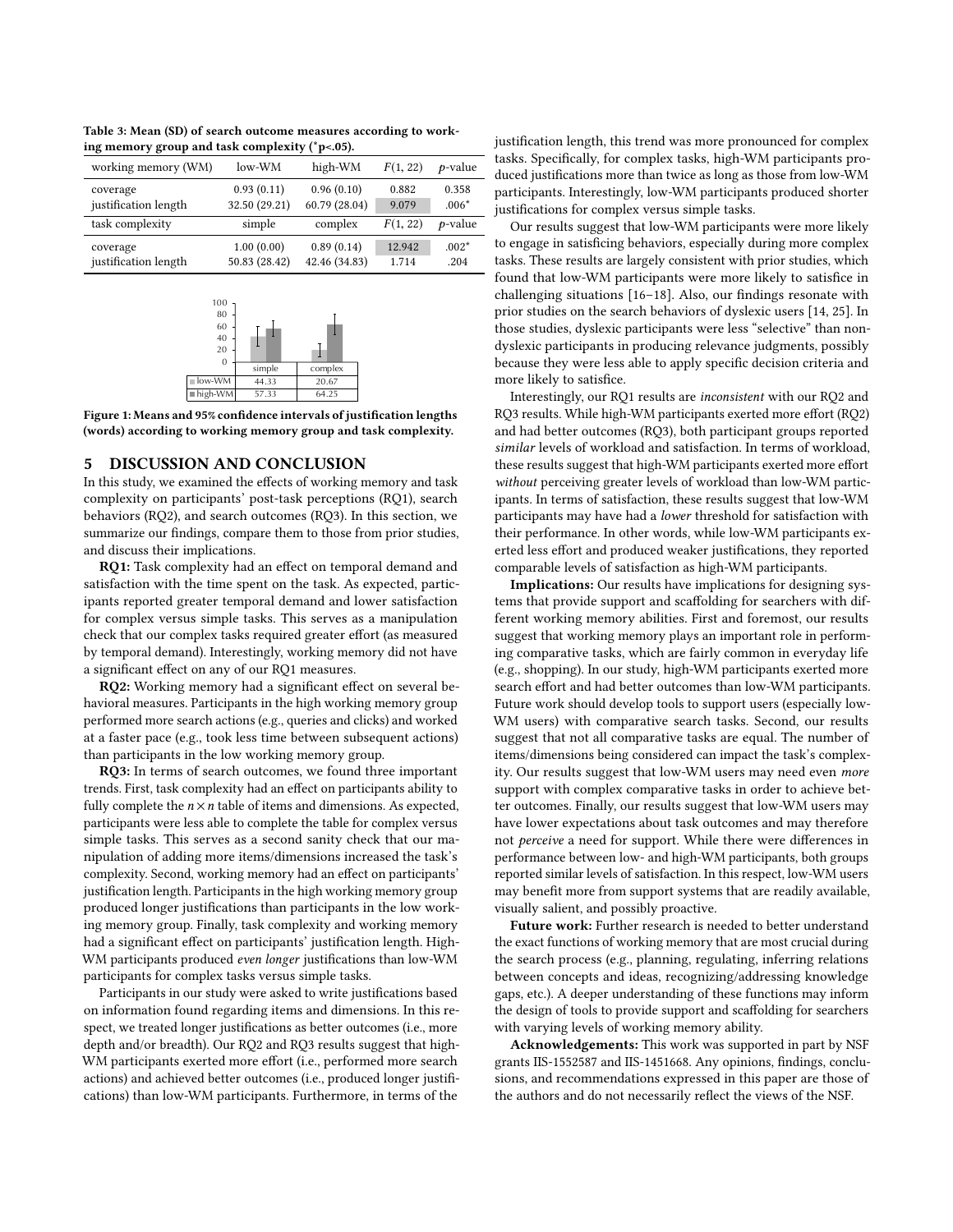Table 3: Mean (SD) of search outcome measures according to working memory group and task complexity (*p<.05).

| working memory (WM) | low-WM | high-WM | $F(1, 22)$ | $p$-value |
|---|---|---|---|---|
| coverage | 0.93 (0.11) | 0.96 (0.10) | 0.882 | 0.358 |
| justification length | 32.50 (29.21) | 60.79 (28.04) | 9.079 | .006* |
| **task complexity** | **simple** | **complex** | $F(1, 22)$ | $p$-value |
| coverage | 1.00 (0.00) | 0.89 (0.14) | 12.942 | .002* |
| justification length | 50.83 (28.42) | 42.46 (34.83) | 1.714 | .204 |

100
80
60
40
20
0
simple
complex
low-WM 44.33 20.67
high-WM 57.33 64.25

Figure 1: Means and 95% confidence intervals of justification lengths (words) according to working memory group and task complexity.

## 5 DISCUSSION AND CONCLUSION

In this study, we examined the effects of working memory and task complexity on participants' post-task perceptions (RQ1), search behaviors (RQ2), and search outcomes (RQ3). In this section, we summarize our findings, compare them to those from prior studies, and discuss their implications.

**RQ1:** Task complexity had an effect on temporal demand and satisfaction with the time spent on the task. As expected, participants reported greater temporal demand and lower satisfaction for complex versus simple tasks. This serves as a manipulation check that our complex tasks required greater effort (as measured by temporal demand). Interestingly, working memory did not have a significant effect on any of our RQ1 measures.

**RQ2:** Working memory had a significant effect on several behavioral measures. Participants in the high working memory group performed more search actions (e.g., queries and clicks) and worked at a faster pace (e.g., took less time between subsequent actions) than participants in the low working memory group.

**RQ3:** In terms of search outcomes, we found three important trends. First, task complexity had an effect on participants ability to fully complete the $n \times n$ table of items and dimensions. As expected, participants were less able to complete the table for complex versus simple tasks. This serves as a second sanity check that our manipulation of adding more items/dimensions increased the task's complexity. Second, working memory had an effect on participants' justification length. Participants in the high working memory group produced longer justifications than participants in the low working memory group. Finally, task complexity and working memory had a significant effect on participants' justification length. High-WM participants produced *even longer* justifications than low-WM participants for complex tasks versus simple tasks.

Participants in our study were asked to write justifications based on information found regarding items and dimensions. In this respect, we treated longer justifications as better outcomes (i.e., more depth and/or breadth). Our RQ2 and RQ3 results suggest that high-WM participants exerted more effort (i.e., performed more search actions) and achieved better outcomes (i.e., produced longer justifications) than low-WM participants. Furthermore, in terms of the justification length, this trend was more pronounced for complex tasks. Specifically, for complex tasks, high-WM participants produced justifications more than twice as long as those from low-WM participants. Interestingly, low-WM participants produced shorter justifications for complex versus simple tasks.

Our results suggest that low-WM participants were more likely to engage in satisficing behaviors, especially during more complex tasks. These results are largely consistent with prior studies, which found that low-WM participants were more likely to satisfice in challenging situations [16–18]. Also, our findings resonate with prior studies on the search behaviors of dyslexic users [14, 25]. In those studies, dyslexic participants were less "selective" than non-dyslexic participants in producing relevance judgments, possibly because they were less able to apply specific decision criteria and more likely to satisfice.

Interestingly, our RQ1 results are *inconsistent* with our RQ2 and RQ3 results. While high-WM participants exerted more effort (RQ2) and had better outcomes (RQ3), both participant groups reported *similar* levels of workload and satisfaction. In terms of workload, these results suggest that high-WM participants exerted more effort *without* perceiving greater levels of workload than low-WM participants. In terms of satisfaction, these results suggest that low-WM participants may have had a *lower* threshold for satisfaction with their performance. In other words, while low-WM participants exerted less effort and produced weaker justifications, they reported comparable levels of satisfaction as high-WM participants.

**Implications:** Our results have implications for designing systems that provide support and scaffolding for searchers with different working memory abilities. First and foremost, our results suggest that working memory plays an important role in performing comparative tasks, which are fairly common in everyday life (e.g., shopping). In our study, high-WM participants exerted more search effort and had better outcomes than low-WM participants. Future work should develop tools to support users (especially low-WM users) with comparative search tasks. Second, our results suggest that not all comparative tasks are equal. The number of items/dimensions being considered can impact the task's complexity. Our results suggest that low-WM users may need even *more* support with complex comparative tasks in order to achieve better outcomes. Finally, our results suggest that low-WM users may have lower expectations about task outcomes and may therefore not *perceive* a need for support. While there were differences in performance between low- and high-WM participants, both groups reported similar levels of satisfaction. In this respect, low-WM users may benefit more from support systems that are readily available, visually salient, and possibly proactive.

**Future work:** Further research is needed to better understand the exact functions of working memory that are most crucial during the search process (e.g., planning, regulating, inferring relations between concepts and ideas, recognizing/addressing knowledge gaps, etc.). A deeper understanding of these functions may inform the design of tools to provide support and scaffolding for searchers with varying levels of working memory ability.

**Acknowledgements:** This work was supported in part by NSF grants IIS-1552587 and IIS-1451668. Any opinions, findings, conclusions, and recommendations expressed in this paper are those of the authors and do not necessarily reflect the views of the NSF.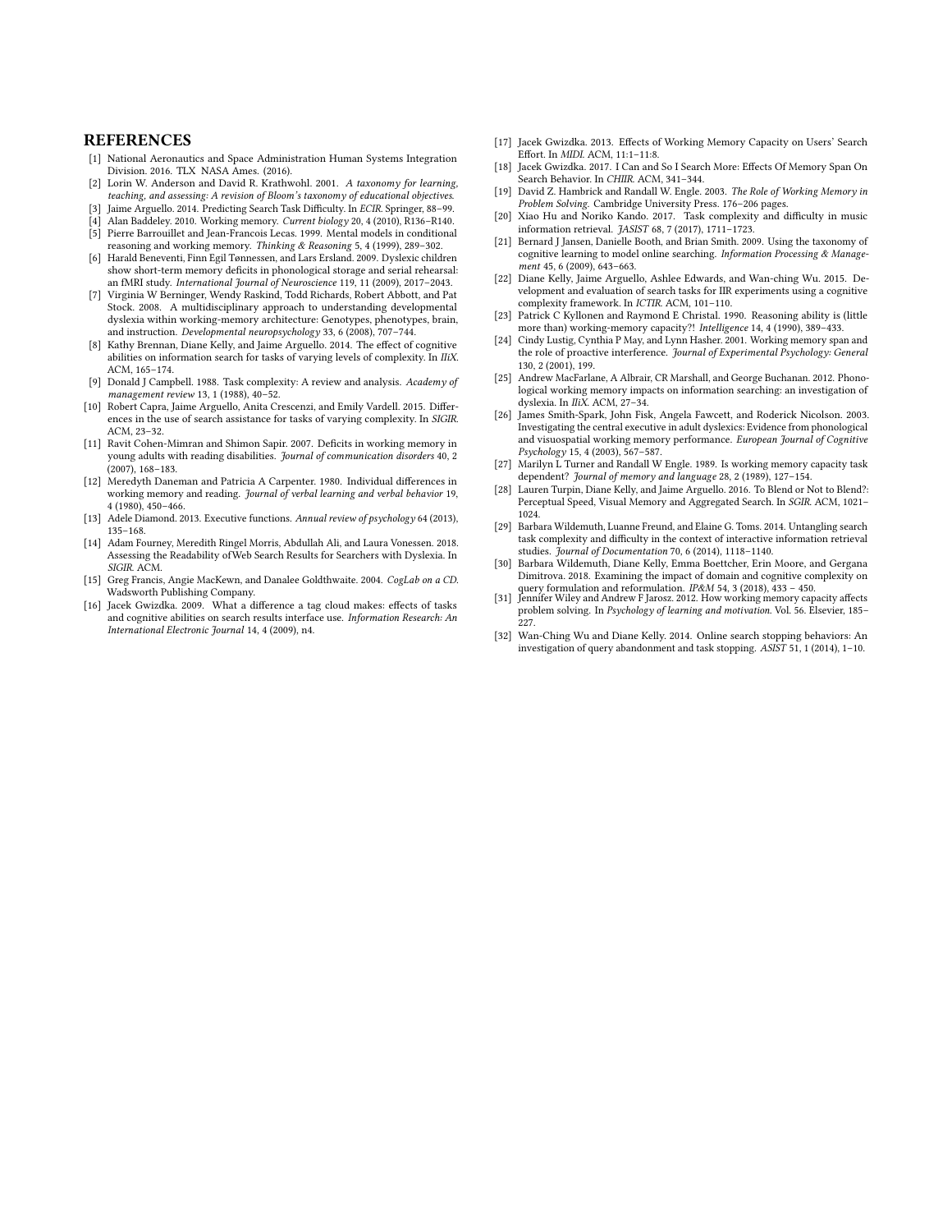# REFERENCES

[1] National Aeronautics and Space Administration Human Systems Integration Division. 2016. TLX NASA Ames. (2016).

[2] Lorin W. Anderson and David R. Krathwohl. 2001. *A taxonomy for learning, teaching, and assessing: A revision of Bloom's taxonomy of educational objectives.*

[3] Jaime Arguello. 2014. Predicting Search Task Difficulty. In *ECIR*. Springer, 88–99.

[4] Alan Baddeley. 2010. Working memory. *Current biology* 20, 4 (2010), R136–R140.

[5] Pierre Barrouillet and Jean-Francois Lecas. 1999. Mental models in conditional reasoning and working memory. *Thinking & Reasoning* 5, 4 (1999), 289–302.

[6] Harald Beneventi, Finn Egil Tønnessen, and Lars Ersland. 2009. Dyslexic children show short-term memory deficits in phonological storage and serial rehearsal: an fMRI study. *International Journal of Neuroscience* 119, 11 (2009), 2017–2043.

[7] Virginia W Berninger, Wendy Raskind, Todd Richards, Robert Abbott, and Pat Stock. 2008. A multidisciplinary approach to understanding developmental dyslexia within working-memory architecture: Genotypes, phenotypes, brain, and instruction. *Developmental neuropsychology* 33, 6 (2008), 707–744.

[8] Kathy Brennan, Diane Kelly, and Jaime Arguello. 2014. The effect of cognitive abilities on information search for tasks of varying levels of complexity. In *IIiX*. ACM, 165–174.

[9] Donald J Campbell. 1988. Task complexity: A review and analysis. *Academy of management review* 13, 1 (1988), 40–52.

[10] Robert Capra, Jaime Arguello, Anita Crescenzi, and Emily Vardell. 2015. Differences in the use of search assistance for tasks of varying complexity. In *SIGIR*. ACM, 23–32.

[11] Ravit Cohen-Mimran and Shimon Sapir. 2007. Deficits in working memory in young adults with reading disabilities. *Journal of communication disorders* 40, 2 (2007), 168–183.

[12] Meredyth Daneman and Patricia A Carpenter. 1980. Individual differences in working memory and reading. *Journal of verbal learning and verbal behavior* 19, 4 (1980), 450–466.

[13] Adele Diamond. 2013. Executive functions. *Annual review of psychology* 64 (2013), 135–168.

[14] Adam Fourney, Meredith Ringel Morris, Abdullah Ali, and Laura Vonessen. 2018. Assessing the Readability ofWeb Search Results for Searchers with Dyslexia. In *SIGIR*. ACM.

[15] Greg Francis, Angie MacKewn, and Danalee Goldthwaite. 2004. *CogLab on a CD.* Wadsworth Publishing Company.

[16] Jacek Gwizdka. 2009. What a difference a tag cloud makes: effects of tasks and cognitive abilities on search results interface use. *Information Research: An International Electronic Journal* 14, 4 (2009), n4.

[17] Jacek Gwizdka. 2013. Effects of Working Memory Capacity on Users' Search Effort. In *MIDI*. ACM, 11:1–11:8.

[18] Jacek Gwizdka. 2017. I Can and So I Search More: Effects Of Memory Span On Search Behavior. In *CHIIR*. ACM, 341–344.

[19] David Z. Hambrick and Randall W. Engle. 2003. *The Role of Working Memory in Problem Solving.* Cambridge University Press. 176–206 pages.

[20] Xiao Hu and Noriko Kando. 2017. Task complexity and difficulty in music information retrieval. *JASIST* 68, 7 (2017), 1711–1723.

[21] Bernard J Jansen, Danielle Booth, and Brian Smith. 2009. Using the taxonomy of cognitive learning to model online searching. *Information Processing & Management* 45, 6 (2009), 643–663.

[22] Diane Kelly, Jaime Arguello, Ashlee Edwards, and Wan-ching Wu. 2015. Development and evaluation of search tasks for IIR experiments using a cognitive complexity framework. In *ICTIR*. ACM, 101–110.

[23] Patrick C Kyllonen and Raymond E Christal. 1990. Reasoning ability is (little more than) working-memory capacity?! *Intelligence* 14, 4 (1990), 389–433.

[24] Cindy Lustig, Cynthia P May, and Lynn Hasher. 2001. Working memory span and the role of proactive interference. *Journal of Experimental Psychology: General* 130, 2 (2001), 199.

[25] Andrew MacFarlane, A Albrair, CR Marshall, and George Buchanan. 2012. Phonological working memory impacts on information searching: an investigation of dyslexia. In *IIiX*. ACM, 27–34.

[26] James Smith-Spark, John Fisk, Angela Fawcett, and Roderick Nicolson. 2003. Investigating the central executive in adult dyslexics: Evidence from phonological and visuospatial working memory performance. *European Journal of Cognitive Psychology* 15, 4 (2003), 567–587.

[27] Marilyn L Turner and Randall W Engle. 1989. Is working memory capacity task dependent? *Journal of memory and language* 28, 2 (1989), 127–154.

[28] Lauren Turpin, Diane Kelly, and Jaime Arguello. 2016. To Blend or Not to Blend?: Perceptual Speed, Visual Memory and Aggregated Search. In *SGIR*. ACM, 1021–1024.

[29] Barbara Wildemuth, Luanne Freund, and Elaine G. Toms. 2014. Untangling search task complexity and difficulty in the context of interactive information retrieval studies. *Journal of Documentation* 70, 6 (2014), 1118–1140.

[30] Barbara Wildemuth, Diane Kelly, Emma Boettcher, Erin Moore, and Gergana Dimitrova. 2018. Examining the impact of domain and cognitive complexity on query formulation and reformulation. *IP&M* 54, 3 (2018), 433 – 450.

[31] Jennifer Wiley and Andrew F Jarosz. 2012. How working memory capacity affects problem solving. In *Psychology of learning and motivation*. Vol. 56. Elsevier, 185–227.

[32] Wan-Ching Wu and Diane Kelly. 2014. Online search stopping behaviors: An investigation of query abandonment and task stopping. *ASIST* 51, 1 (2014), 1–10.